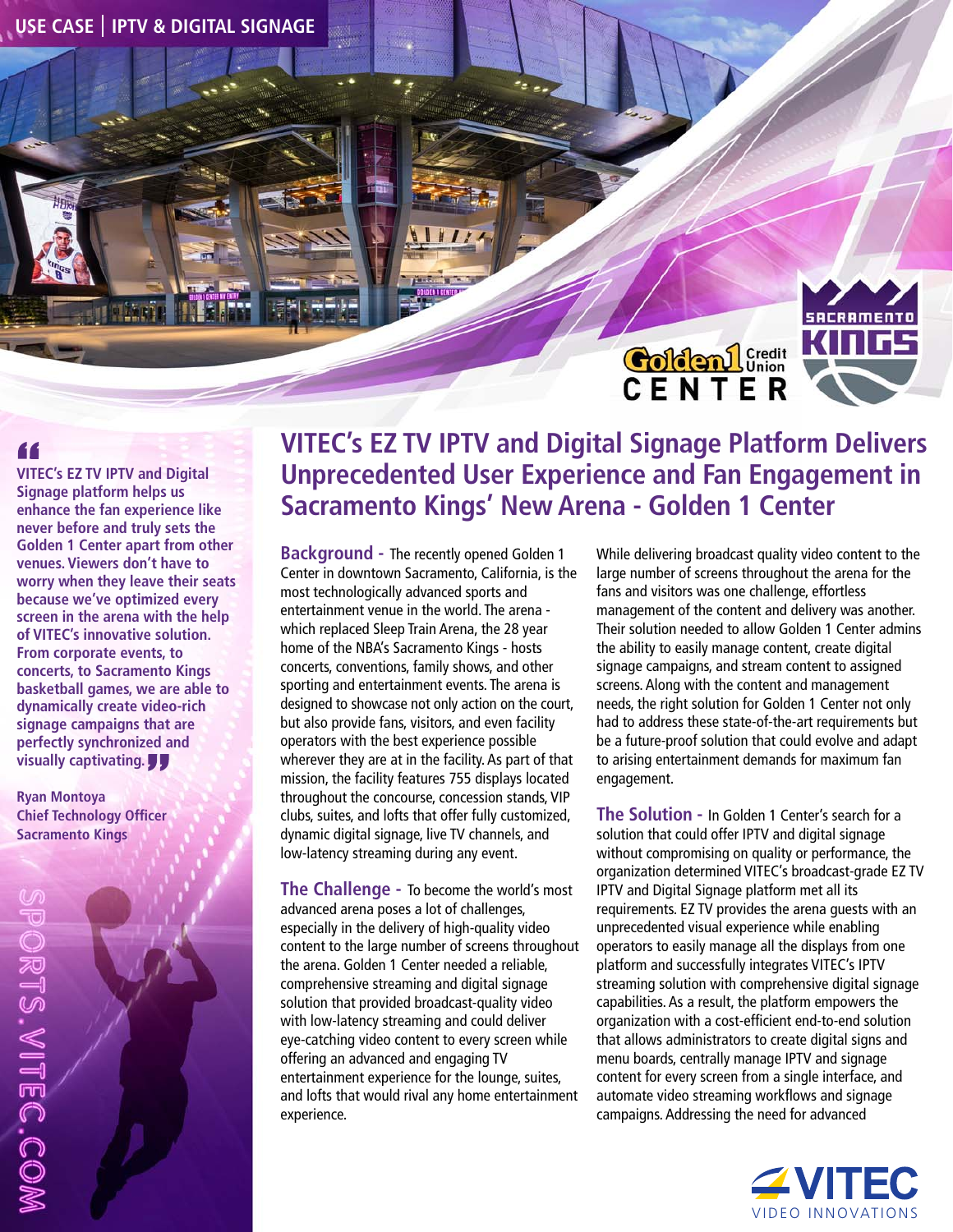USE CASE | IPTV & DIGITAL SIGNAGE

# VITEC's EZ TV IPTV and Digital Signage Platform Delivers Unprecedented User Experience and Fan Engagement in Sacramento Kings' New Arena - Golden 1 Center

> **"VITEC's EZ TV IPTV and Digital Signage platform helps us enhance the fan experience like never before and truly sets the Golden 1 Center apart from other venues. Viewers don't have to worry when they leave their seats because we've optimized every screen in the arena with the help of VITEC's innovative solution. From corporate events, to concerts, to Sacramento Kings basketball games, we are able to dynamically create video-rich signage campaigns that are perfectly synchronized and visually captivating."**
>
> **Ryan Montoya**
> **Chief Technology Officer**
> **Sacramento Kings**

**Background -** The recently opened Golden 1 Center in downtown Sacramento, California, is the most technologically advanced sports and entertainment venue in the world. The arena - which replaced Sleep Train Arena, the 28 year home of the NBA's Sacramento Kings - hosts concerts, conventions, family shows, and other sporting and entertainment events. The arena is designed to showcase not only action on the court, but also provide fans, visitors, and even facility operators with the best experience possible wherever they are at in the facility. As part of that mission, the facility features 755 displays located throughout the concourse, concession stands, VIP clubs, suites, and lofts that offer fully customized, dynamic digital signage, live TV channels, and low-latency streaming during any event.

**The Challenge -** To become the world's most advanced arena poses a lot of challenges, especially in the delivery of high-quality video content to the large number of screens throughout the arena. Golden 1 Center needed a reliable, comprehensive streaming and digital signage solution that provided broadcast-quality video with low-latency streaming and could deliver eye-catching video content to every screen while offering an advanced and engaging TV entertainment experience for the lounge, suites, and lofts that would rival any home entertainment experience.

While delivering broadcast quality video content to the large number of screens throughout the arena for the fans and visitors was one challenge, effortless management of the content and delivery was another. Their solution needed to allow Golden 1 Center admins the ability to easily manage content, create digital signage campaigns, and stream content to assigned screens. Along with the content and management needs, the right solution for Golden 1 Center not only had to address these state-of-the-art requirements but be a future-proof solution that could evolve and adapt to arising entertainment demands for maximum fan engagement.

**The Solution -** In Golden 1 Center's search for a solution that could offer IPTV and digital signage without compromising on quality or performance, the organization determined VITEC's broadcast-grade EZ TV IPTV and Digital Signage platform met all its requirements. EZ TV provides the arena guests with an unprecedented visual experience while enabling operators to easily manage all the displays from one platform and successfully integrates VITEC's IPTV streaming solution with comprehensive digital signage capabilities. As a result, the platform empowers the organization with a cost-efficient end-to-end solution that allows administrators to create digital signs and menu boards, centrally manage IPTV and signage content for every screen from a single interface, and automate video streaming workflows and signage campaigns. Addressing the need for advanced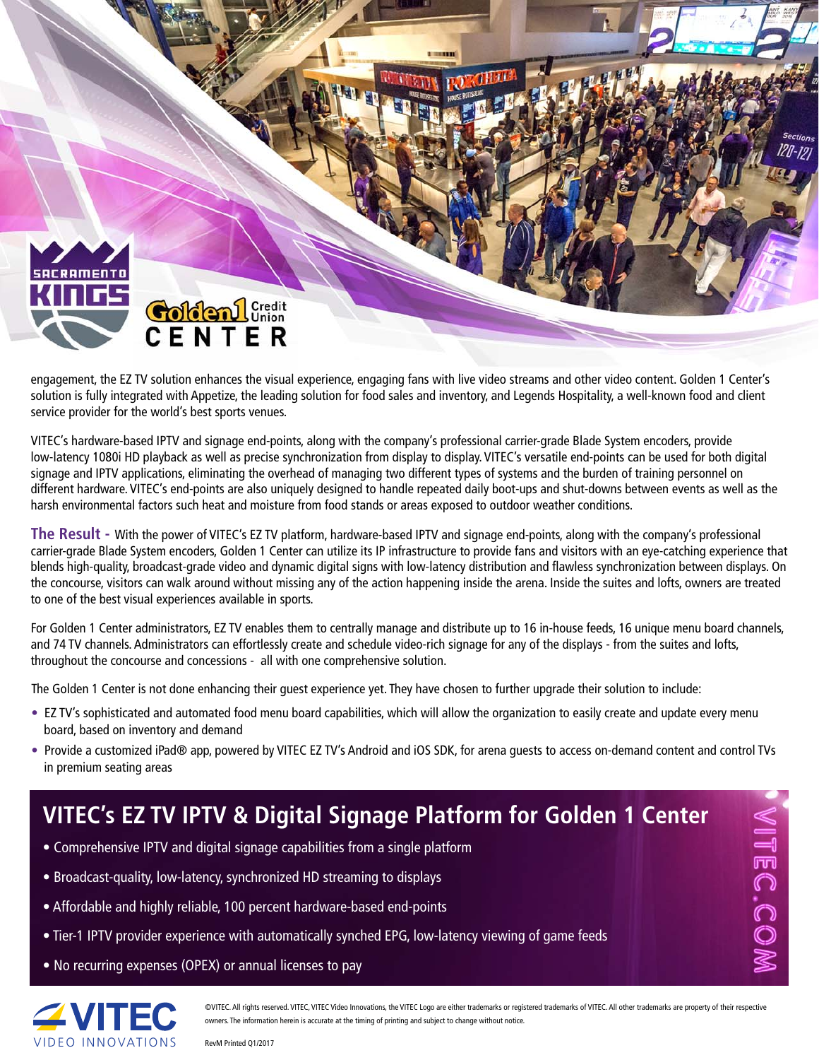engagement, the EZ TV solution enhances the visual experience, engaging fans with live video streams and other video content. Golden 1 Center's solution is fully integrated with Appetize, the leading solution for food sales and inventory, and Legends Hospitality, a well-known food and client service provider for the world's best sports venues.

VITEC's hardware-based IPTV and signage end-points, along with the company's professional carrier-grade Blade System encoders, provide low-latency 1080i HD playback as well as precise synchronization from display to display. VITEC's versatile end-points can be used for both digital signage and IPTV applications, eliminating the overhead of managing two different types of systems and the burden of training personnel on different hardware. VITEC's end-points are also uniquely designed to handle repeated daily boot-ups and shut-downs between events as well as the harsh environmental factors such heat and moisture from food stands or areas exposed to outdoor weather conditions.

**The Result -** With the power of VITEC's EZ TV platform, hardware-based IPTV and signage end-points, along with the company's professional carrier-grade Blade System encoders, Golden 1 Center can utilize its IP infrastructure to provide fans and visitors with an eye-catching experience that blends high-quality, broadcast-grade video and dynamic digital signs with low-latency distribution and flawless synchronization between displays. On the concourse, visitors can walk around without missing any of the action happening inside the arena. Inside the suites and lofts, owners are treated to one of the best visual experiences available in sports.

For Golden 1 Center administrators, EZ TV enables them to centrally manage and distribute up to 16 in-house feeds, 16 unique menu board channels, and 74 TV channels. Administrators can effortlessly create and schedule video-rich signage for any of the displays - from the suites and lofts, throughout the concourse and concessions - all with one comprehensive solution.

The Golden 1 Center is not done enhancing their guest experience yet. They have chosen to further upgrade their solution to include:

- EZ TV's sophisticated and automated food menu board capabilities, which will allow the organization to easily create and update every menu board, based on inventory and demand
- Provide a customized iPad® app, powered by VITEC EZ TV's Android and iOS SDK, for arena guests to access on-demand content and control TVs in premium seating areas

## VITEC's EZ TV IPTV & Digital Signage Platform for Golden 1 Center

- Comprehensive IPTV and digital signage capabilities from a single platform
- Broadcast-quality, low-latency, synchronized HD streaming to displays
- Affordable and highly reliable, 100 percent hardware-based end-points
- Tier-1 IPTV provider experience with automatically synched EPG, low-latency viewing of game feeds
- No recurring expenses (OPEX) or annual licenses to pay

VITEC.COM

©VITEC. All rights reserved. VITEC, VITEC Video Innovations, the VITEC Logo are either trademarks or registered trademarks of VITEC. All other trademarks are property of their respective owners. The information herein is accurate at the timing of printing and subject to change without notice.

RevM Printed Q1/2017